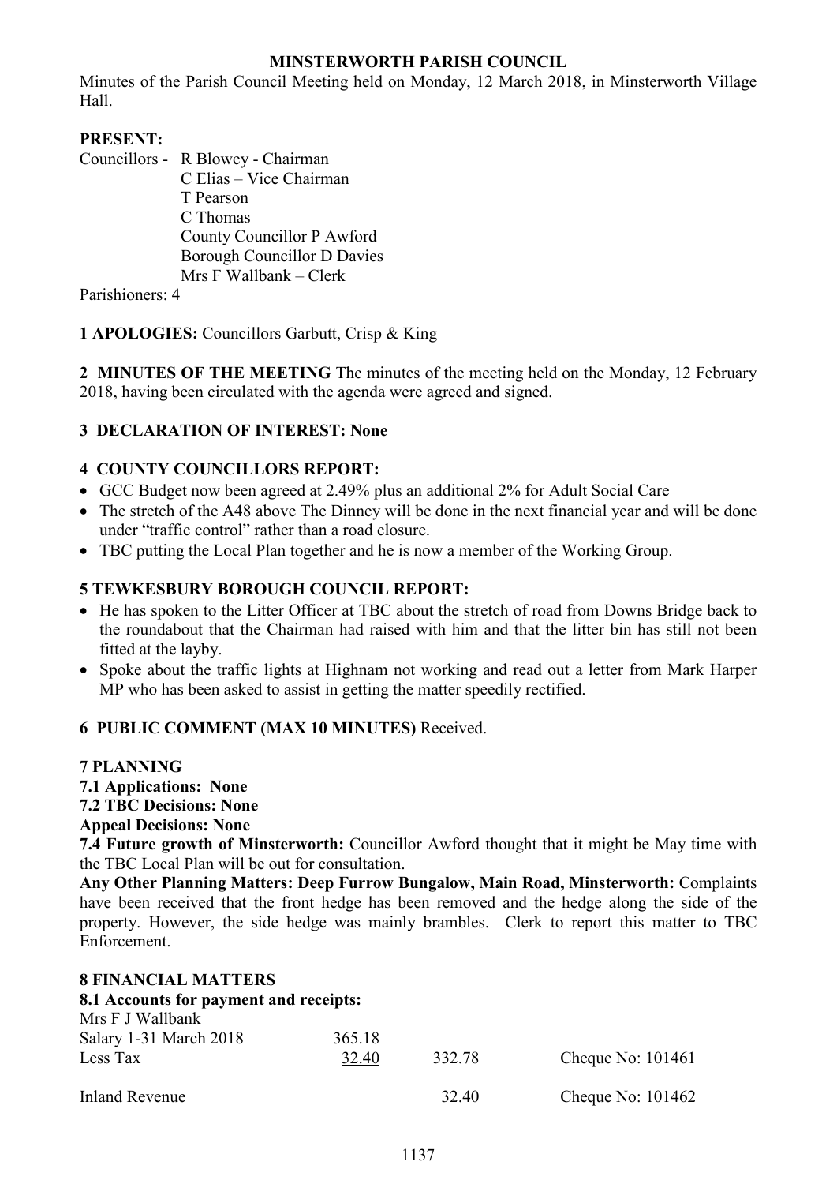# MINSTERWORTH PARISH COUNCIL

Minutes of the Parish Council Meeting held on Monday, 12 March 2018, in Minsterworth Village Hall.

**PRESENT:**

Councillors - R Blowey - Chairman
C Elias – Vice Chairman
T Pearson
C Thomas
County Councillor P Awford
Borough Councillor D Davies
Mrs F Wallbank – Clerk

Parishioners: 4

**1 APOLOGIES:** Councillors Garbutt, Crisp & King

**2 MINUTES OF THE MEETING** The minutes of the meeting held on the Monday, 12 February 2018, having been circulated with the agenda were agreed and signed.

**3 DECLARATION OF INTEREST: None**

**4 COUNTY COUNCILLORS REPORT:**

- GCC Budget now been agreed at 2.49% plus an additional 2% for Adult Social Care
- The stretch of the A48 above The Dinney will be done in the next financial year and will be done under "traffic control" rather than a road closure.
- TBC putting the Local Plan together and he is now a member of the Working Group.

**5 TEWKESBURY BOROUGH COUNCIL REPORT:**

- He has spoken to the Litter Officer at TBC about the stretch of road from Downs Bridge back to the roundabout that the Chairman had raised with him and that the litter bin has still not been fitted at the layby.
- Spoke about the traffic lights at Highnam not working and read out a letter from Mark Harper MP who has been asked to assist in getting the matter speedily rectified.

**6 PUBLIC COMMENT (MAX 10 MINUTES)** Received.

**7 PLANNING**

**7.1 Applications: None**

**7.2 TBC Decisions: None**

**Appeal Decisions: None**

**7.4 Future growth of Minsterworth:** Councillor Awford thought that it might be May time with the TBC Local Plan will be out for consultation.

**Any Other Planning Matters: Deep Furrow Bungalow, Main Road, Minsterworth:** Complaints have been received that the front hedge has been removed and the hedge along the side of the property. However, the side hedge was mainly brambles. Clerk to report this matter to TBC Enforcement.

**8 FINANCIAL MATTERS**

**8.1 Accounts for payment and receipts:**

| | | | |
|---|---|---|---|
| Mrs F J Wallbank | | | |
| Salary 1-31 March 2018 | 365.18 | | |
| Less Tax | 32.40 | 332.78 | Cheque No: 101461 |
| Inland Revenue | | 32.40 | Cheque No: 101462 |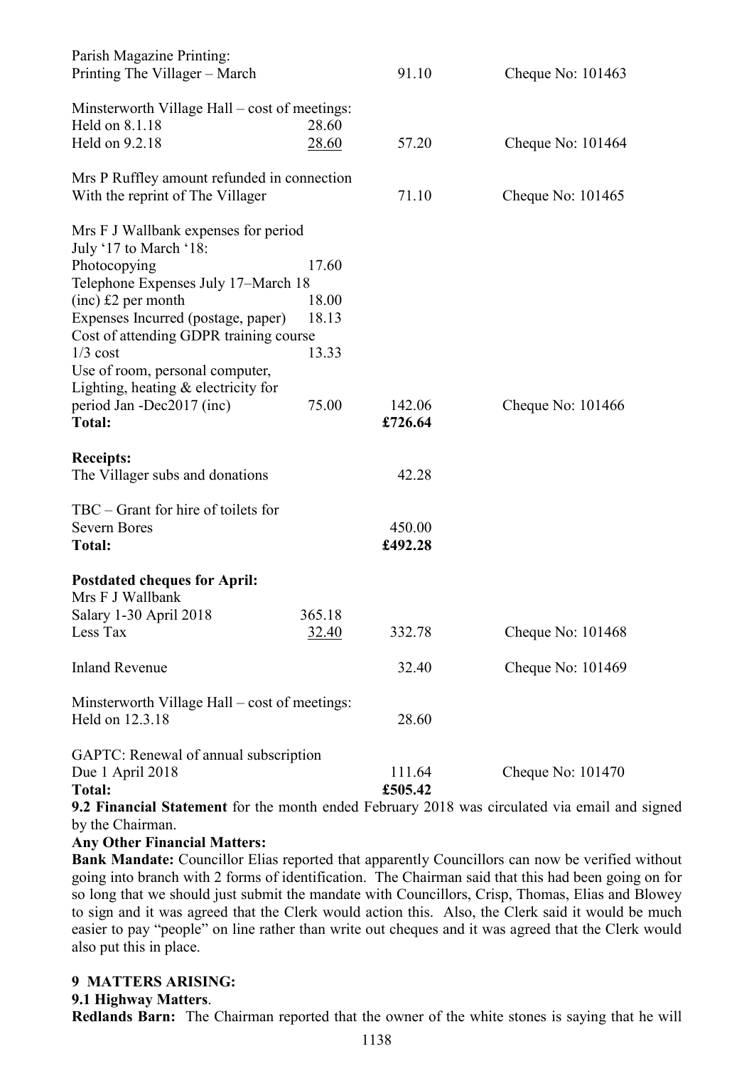| | | | |
|---|---|---|---|
| Parish Magazine Printing: | | | |
| Printing The Villager – March | | 91.10 | Cheque No: 101463 |
| Minsterworth Village Hall – cost of meetings: | | | |
| Held on 8.1.18 | 28.60 | | |
| Held on 9.2.18 | 28.60 | 57.20 | Cheque No: 101464 |
| Mrs P Ruffley amount refunded in connection | | | |
| With the reprint of The Villager | | 71.10 | Cheque No: 101465 |
| Mrs F J Wallbank expenses for period | | | |
| July '17 to March '18: | | | |
| Photocopying | 17.60 | | |
| Telephone Expenses July 17–March 18 | | | |
| (inc) £2 per month | 18.00 | | |
| Expenses Incurred (postage, paper) | 18.13 | | |
| Cost of attending GDPR training course | | | |
| 1/3 cost | 13.33 | | |
| Use of room, personal computer, | | | |
| Lighting, heating & electricity for | | | |
| period Jan -Dec2017 (inc) | 75.00 | 142.06 | Cheque No: 101466 |
| **Total:** | | **£726.64** | |
| **Receipts:** | | | |
| The Villager subs and donations | | 42.28 | |
| TBC – Grant for hire of toilets for | | | |
| Severn Bores | | 450.00 | |
| **Total:** | | **£492.28** | |
| **Postdated cheques for April:** | | | |
| Mrs F J Wallbank | | | |
| Salary 1-30 April 2018 | 365.18 | | |
| Less Tax | 32.40 | 332.78 | Cheque No: 101468 |
| Inland Revenue | | 32.40 | Cheque No: 101469 |
| Minsterworth Village Hall – cost of meetings: | | | |
| Held on 12.3.18 | | 28.60 | |
| GAPTC: Renewal of annual subscription | | | |
| Due 1 April 2018 | | 111.64 | Cheque No: 101470 |
| **Total:** | | **£505.42** | |

**9.2 Financial Statement** for the month ended February 2018 was circulated via email and signed by the Chairman.

**Any Other Financial Matters:**

**Bank Mandate:** Councillor Elias reported that apparently Councillors can now be verified without going into branch with 2 forms of identification. The Chairman said that this had been going on for so long that we should just submit the mandate with Councillors, Crisp, Thomas, Elias and Blowey to sign and it was agreed that the Clerk would action this. Also, the Clerk said it would be much easier to pay "people" on line rather than write out cheques and it was agreed that the Clerk would also put this in place.

## 9 MATTERS ARISING:

**9.1 Highway Matters**.

**Redlands Barn:** The Chairman reported that the owner of the white stones is saying that he will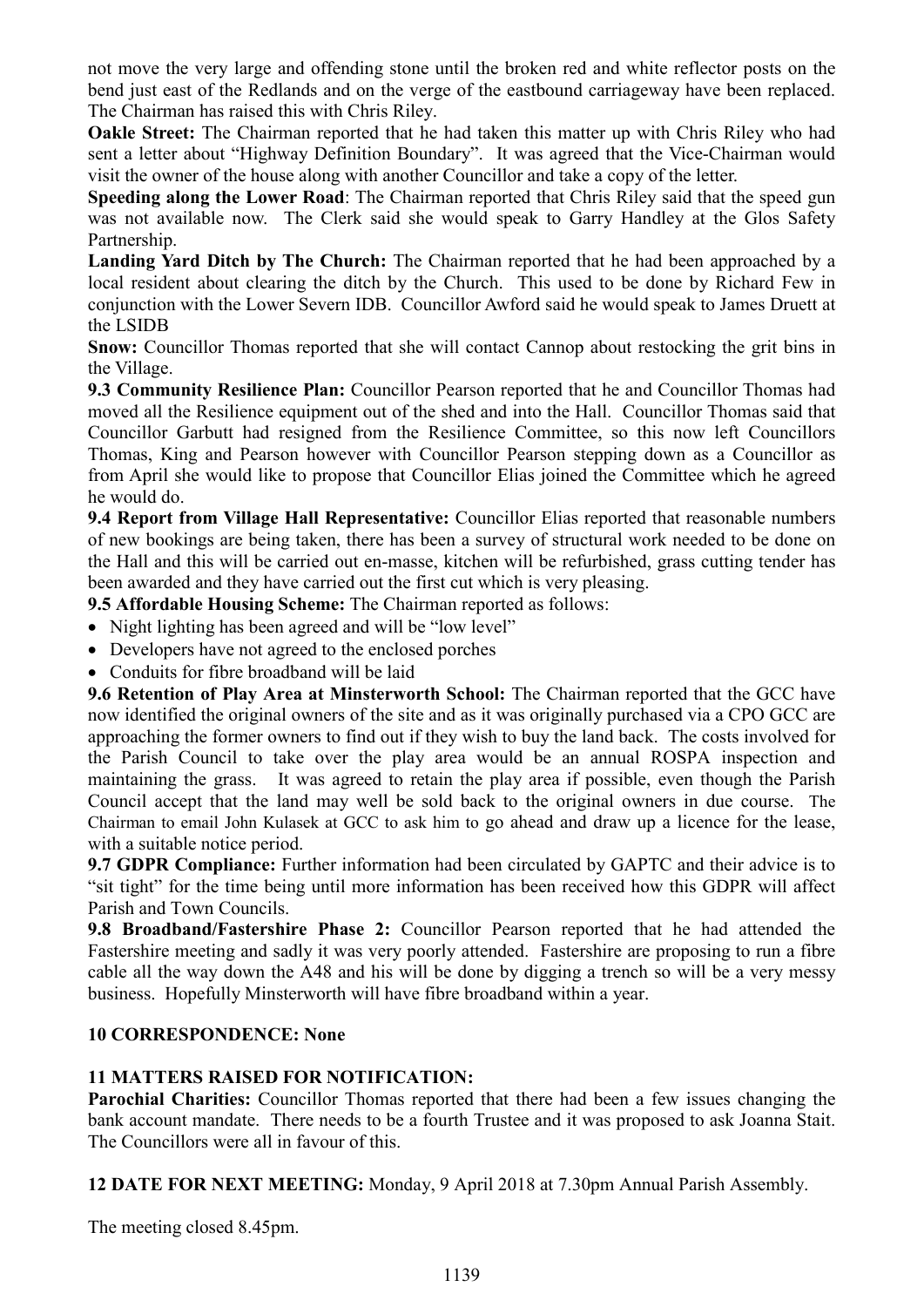not move the very large and offending stone until the broken red and white reflector posts on the bend just east of the Redlands and on the verge of the eastbound carriageway have been replaced. The Chairman has raised this with Chris Riley.

**Oakle Street:** The Chairman reported that he had taken this matter up with Chris Riley who had sent a letter about "Highway Definition Boundary". It was agreed that the Vice-Chairman would visit the owner of the house along with another Councillor and take a copy of the letter.

**Speeding along the Lower Road**: The Chairman reported that Chris Riley said that the speed gun was not available now. The Clerk said she would speak to Garry Handley at the Glos Safety Partnership.

**Landing Yard Ditch by The Church:** The Chairman reported that he had been approached by a local resident about clearing the ditch by the Church. This used to be done by Richard Few in conjunction with the Lower Severn IDB. Councillor Awford said he would speak to James Druett at the LSIDB

**Snow:** Councillor Thomas reported that she will contact Cannop about restocking the grit bins in the Village.

**9.3 Community Resilience Plan:** Councillor Pearson reported that he and Councillor Thomas had moved all the Resilience equipment out of the shed and into the Hall. Councillor Thomas said that Councillor Garbutt had resigned from the Resilience Committee, so this now left Councillors Thomas, King and Pearson however with Councillor Pearson stepping down as a Councillor as from April she would like to propose that Councillor Elias joined the Committee which he agreed he would do.

**9.4 Report from Village Hall Representative:** Councillor Elias reported that reasonable numbers of new bookings are being taken, there has been a survey of structural work needed to be done on the Hall and this will be carried out en-masse, kitchen will be refurbished, grass cutting tender has been awarded and they have carried out the first cut which is very pleasing.

**9.5 Affordable Housing Scheme:** The Chairman reported as follows:

- Night lighting has been agreed and will be "low level"
- Developers have not agreed to the enclosed porches
- Conduits for fibre broadband will be laid

**9.6 Retention of Play Area at Minsterworth School:** The Chairman reported that the GCC have now identified the original owners of the site and as it was originally purchased via a CPO GCC are approaching the former owners to find out if they wish to buy the land back. The costs involved for the Parish Council to take over the play area would be an annual ROSPA inspection and maintaining the grass. It was agreed to retain the play area if possible, even though the Parish Council accept that the land may well be sold back to the original owners in due course. The Chairman to email John Kulasek at GCC to ask him to go ahead and draw up a licence for the lease, with a suitable notice period.

**9.7 GDPR Compliance:** Further information had been circulated by GAPTC and their advice is to "sit tight" for the time being until more information has been received how this GDPR will affect Parish and Town Councils.

**9.8 Broadband/Fastershire Phase 2:** Councillor Pearson reported that he had attended the Fastershire meeting and sadly it was very poorly attended. Fastershire are proposing to run a fibre cable all the way down the A48 and his will be done by digging a trench so will be a very messy business. Hopefully Minsterworth will have fibre broadband within a year.

**10 CORRESPONDENCE: None**

**11 MATTERS RAISED FOR NOTIFICATION:**

**Parochial Charities:** Councillor Thomas reported that there had been a few issues changing the bank account mandate. There needs to be a fourth Trustee and it was proposed to ask Joanna Stait. The Councillors were all in favour of this.

**12 DATE FOR NEXT MEETING:** Monday, 9 April 2018 at 7.30pm Annual Parish Assembly.

The meeting closed 8.45pm.